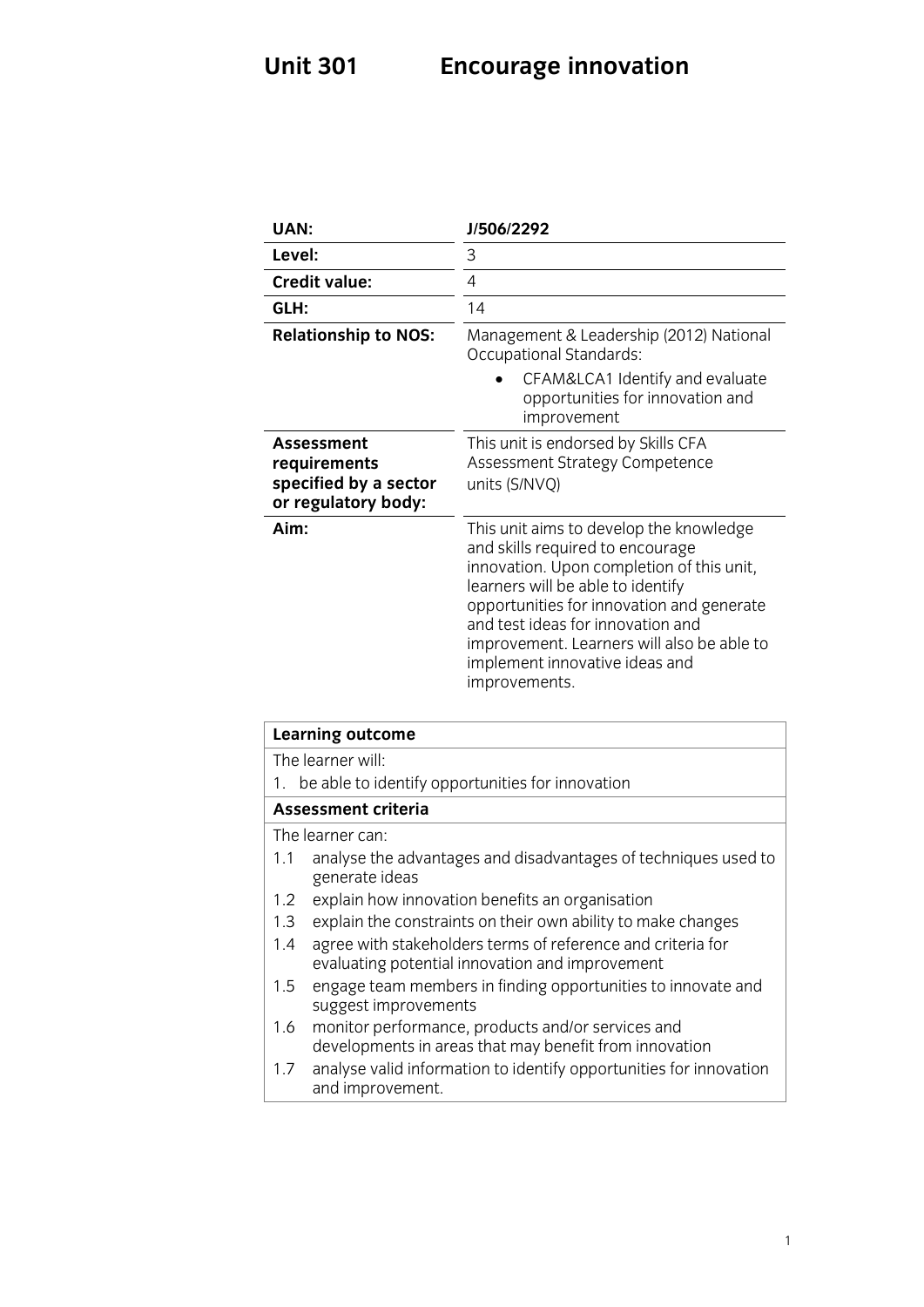# Unit 301 Encourage innovation

| | |
|---|---|
| **UAN:** | **J/506/2292** |
| **Level:** | 3 |
| **Credit value:** | 4 |
| **GLH:** | 14 |
| **Relationship to NOS:** | Management & Leadership (2012) National Occupational Standards:<br>• CFAM&LCA1 Identify and evaluate opportunities for innovation and improvement |
| **Assessment requirements specified by a sector or regulatory body:** | This unit is endorsed by Skills CFA Assessment Strategy Competence units (S/NVQ) |
| **Aim:** | This unit aims to develop the knowledge and skills required to encourage innovation. Upon completion of this unit, learners will be able to identify opportunities for innovation and generate and test ideas for innovation and improvement. Learners will also be able to implement innovative ideas and improvements. |

| **Learning outcome** |
|---|
| The learner will:<br>1. be able to identify opportunities for innovation |
| **Assessment criteria** |
| The learner can:<br>1.1 analyse the advantages and disadvantages of techniques used to generate ideas<br>1.2 explain how innovation benefits an organisation<br>1.3 explain the constraints on their own ability to make changes<br>1.4 agree with stakeholders terms of reference and criteria for evaluating potential innovation and improvement<br>1.5 engage team members in finding opportunities to innovate and suggest improvements<br>1.6 monitor performance, products and/or services and developments in areas that may benefit from innovation<br>1.7 analyse valid information to identify opportunities for innovation and improvement. |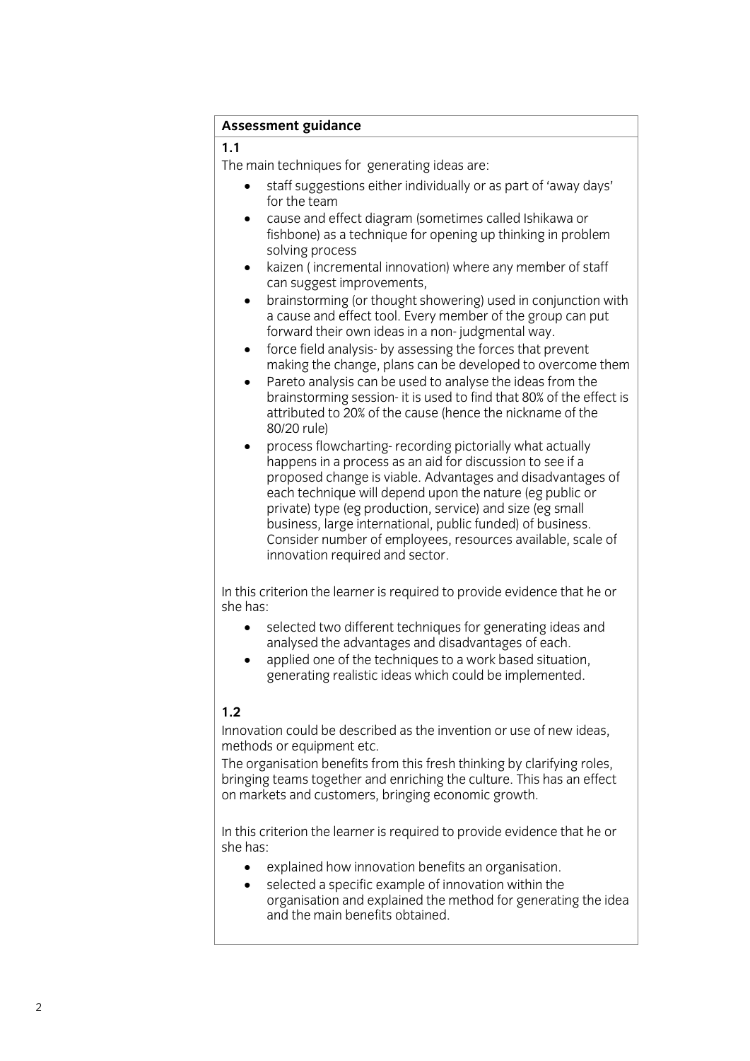**Assessment guidance**

**1.1**

The main techniques for generating ideas are:

- staff suggestions either individually or as part of 'away days' for the team
- cause and effect diagram (sometimes called Ishikawa or fishbone) as a technique for opening up thinking in problem solving process
- kaizen ( incremental innovation) where any member of staff can suggest improvements,
- brainstorming (or thought showering) used in conjunction with a cause and effect tool. Every member of the group can put forward their own ideas in a non- judgmental way.
- force field analysis- by assessing the forces that prevent making the change, plans can be developed to overcome them
- Pareto analysis can be used to analyse the ideas from the brainstorming session- it is used to find that 80% of the effect is attributed to 20% of the cause (hence the nickname of the 80/20 rule)
- process flowcharting- recording pictorially what actually happens in a process as an aid for discussion to see if a proposed change is viable. Advantages and disadvantages of each technique will depend upon the nature (eg public or private) type (eg production, service) and size (eg small business, large international, public funded) of business. Consider number of employees, resources available, scale of innovation required and sector.

In this criterion the learner is required to provide evidence that he or she has:

- selected two different techniques for generating ideas and analysed the advantages and disadvantages of each.
- applied one of the techniques to a work based situation, generating realistic ideas which could be implemented.

**1.2**

Innovation could be described as the invention or use of new ideas, methods or equipment etc.

The organisation benefits from this fresh thinking by clarifying roles, bringing teams together and enriching the culture. This has an effect on markets and customers, bringing economic growth.

In this criterion the learner is required to provide evidence that he or she has:

- explained how innovation benefits an organisation.
- selected a specific example of innovation within the organisation and explained the method for generating the idea and the main benefits obtained.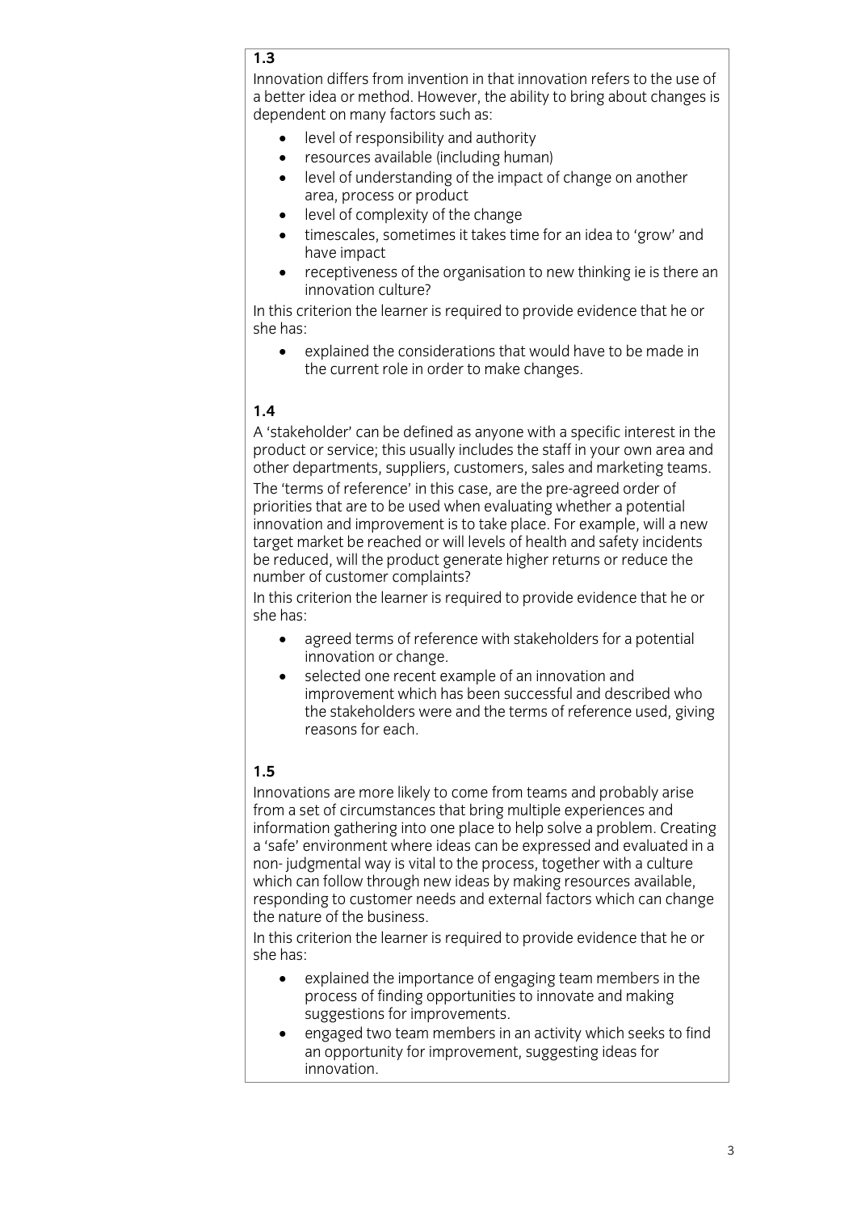**1.3**

Innovation differs from invention in that innovation refers to the use of a better idea or method. However, the ability to bring about changes is dependent on many factors such as:

- level of responsibility and authority
- resources available (including human)
- level of understanding of the impact of change on another area, process or product
- level of complexity of the change
- timescales, sometimes it takes time for an idea to 'grow' and have impact
- receptiveness of the organisation to new thinking ie is there an innovation culture?

In this criterion the learner is required to provide evidence that he or she has:

- explained the considerations that would have to be made in the current role in order to make changes.

**1.4**

A 'stakeholder' can be defined as anyone with a specific interest in the product or service; this usually includes the staff in your own area and other departments, suppliers, customers, sales and marketing teams.

The 'terms of reference' in this case, are the pre-agreed order of priorities that are to be used when evaluating whether a potential innovation and improvement is to take place. For example, will a new target market be reached or will levels of health and safety incidents be reduced, will the product generate higher returns or reduce the number of customer complaints?

In this criterion the learner is required to provide evidence that he or she has:

- agreed terms of reference with stakeholders for a potential innovation or change.
- selected one recent example of an innovation and improvement which has been successful and described who the stakeholders were and the terms of reference used, giving reasons for each.

**1.5**

Innovations are more likely to come from teams and probably arise from a set of circumstances that bring multiple experiences and information gathering into one place to help solve a problem. Creating a 'safe' environment where ideas can be expressed and evaluated in a non- judgmental way is vital to the process, together with a culture which can follow through new ideas by making resources available, responding to customer needs and external factors which can change the nature of the business.

In this criterion the learner is required to provide evidence that he or she has:

- explained the importance of engaging team members in the process of finding opportunities to innovate and making suggestions for improvements.
- engaged two team members in an activity which seeks to find an opportunity for improvement, suggesting ideas for innovation.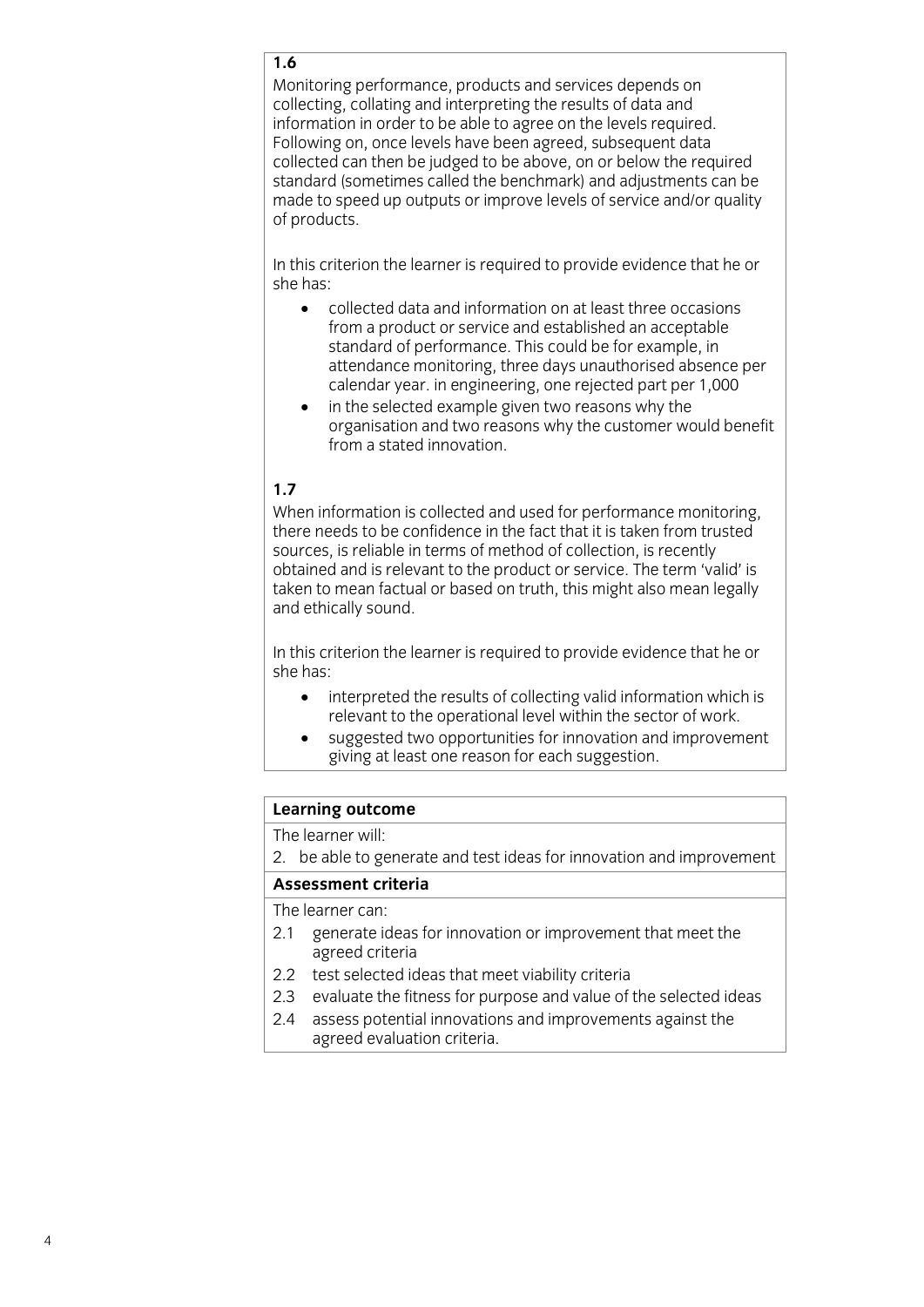**1.6**

Monitoring performance, products and services depends on collecting, collating and interpreting the results of data and information in order to be able to agree on the levels required. Following on, once levels have been agreed, subsequent data collected can then be judged to be above, on or below the required standard (sometimes called the benchmark) and adjustments can be made to speed up outputs or improve levels of service and/or quality of products.

In this criterion the learner is required to provide evidence that he or she has:

- collected data and information on at least three occasions from a product or service and established an acceptable standard of performance. This could be for example, in attendance monitoring, three days unauthorised absence per calendar year. in engineering, one rejected part per 1,000
- in the selected example given two reasons why the organisation and two reasons why the customer would benefit from a stated innovation.

**1.7**

When information is collected and used for performance monitoring, there needs to be confidence in the fact that it is taken from trusted sources, is reliable in terms of method of collection, is recently obtained and is relevant to the product or service. The term 'valid' is taken to mean factual or based on truth, this might also mean legally and ethically sound.

In this criterion the learner is required to provide evidence that he or she has:

- interpreted the results of collecting valid information which is relevant to the operational level within the sector of work.
- suggested two opportunities for innovation and improvement giving at least one reason for each suggestion.

**Learning outcome**

The learner will:

2. be able to generate and test ideas for innovation and improvement

**Assessment criteria**

The learner can:

2.1 generate ideas for innovation or improvement that meet the agreed criteria

2.2 test selected ideas that meet viability criteria

2.3 evaluate the fitness for purpose and value of the selected ideas

2.4 assess potential innovations and improvements against the agreed evaluation criteria.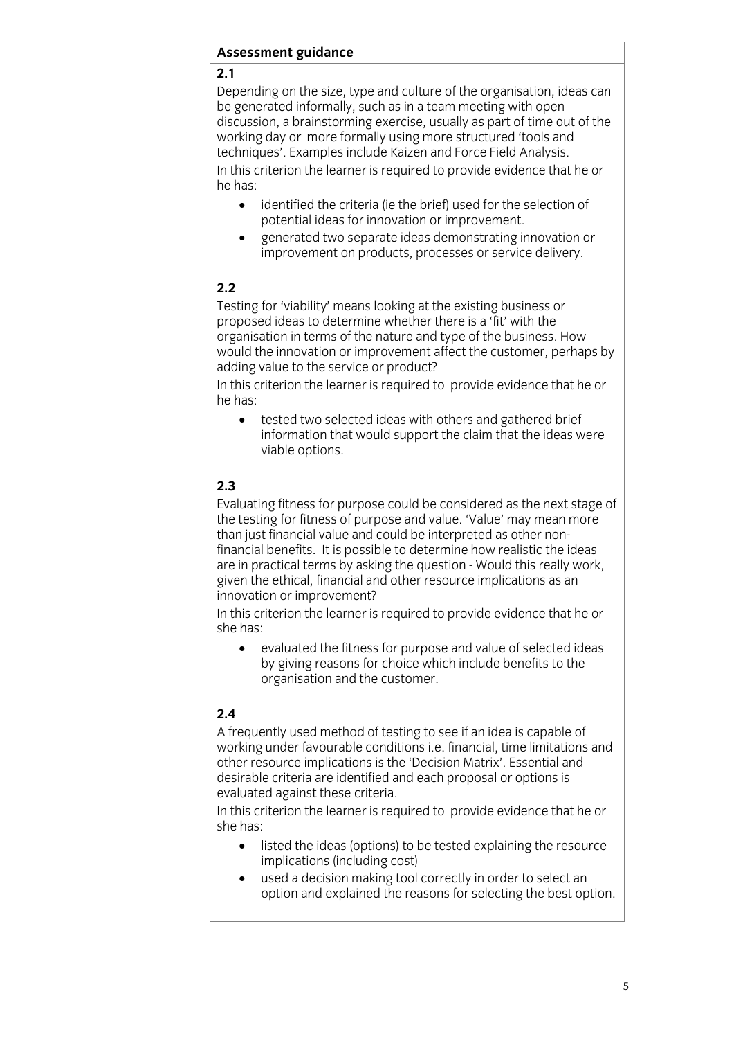**Assessment guidance**

**2.1**

Depending on the size, type and culture of the organisation, ideas can be generated informally, such as in a team meeting with open discussion, a brainstorming exercise, usually as part of time out of the working day or more formally using more structured 'tools and techniques'. Examples include Kaizen and Force Field Analysis.

In this criterion the learner is required to provide evidence that he or he has:

- identified the criteria (ie the brief) used for the selection of potential ideas for innovation or improvement.
- generated two separate ideas demonstrating innovation or improvement on products, processes or service delivery.

**2.2**

Testing for 'viability' means looking at the existing business or proposed ideas to determine whether there is a 'fit' with the organisation in terms of the nature and type of the business. How would the innovation or improvement affect the customer, perhaps by adding value to the service or product?

In this criterion the learner is required to provide evidence that he or he has:

- tested two selected ideas with others and gathered brief information that would support the claim that the ideas were viable options.

**2.3**

Evaluating fitness for purpose could be considered as the next stage of the testing for fitness of purpose and value. 'Value' may mean more than just financial value and could be interpreted as other non-financial benefits. It is possible to determine how realistic the ideas are in practical terms by asking the question - Would this really work, given the ethical, financial and other resource implications as an innovation or improvement?

In this criterion the learner is required to provide evidence that he or she has:

- evaluated the fitness for purpose and value of selected ideas by giving reasons for choice which include benefits to the organisation and the customer.

**2.4**

A frequently used method of testing to see if an idea is capable of working under favourable conditions i.e. financial, time limitations and other resource implications is the 'Decision Matrix'. Essential and desirable criteria are identified and each proposal or options is evaluated against these criteria.

In this criterion the learner is required to provide evidence that he or she has:

- listed the ideas (options) to be tested explaining the resource implications (including cost)
- used a decision making tool correctly in order to select an option and explained the reasons for selecting the best option.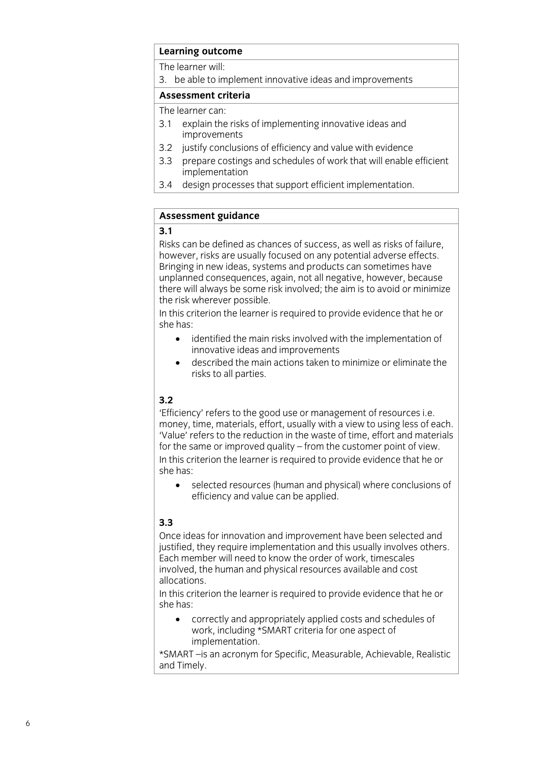**Learning outcome**

The learner will:

3. be able to implement innovative ideas and improvements

**Assessment criteria**

The learner can:

3.1 explain the risks of implementing innovative ideas and improvements

3.2 justify conclusions of efficiency and value with evidence

3.3 prepare costings and schedules of work that will enable efficient implementation

3.4 design processes that support efficient implementation.

**Assessment guidance**

**3.1**

Risks can be defined as chances of success, as well as risks of failure, however, risks are usually focused on any potential adverse effects. Bringing in new ideas, systems and products can sometimes have unplanned consequences, again, not all negative, however, because there will always be some risk involved; the aim is to avoid or minimize the risk wherever possible.

In this criterion the learner is required to provide evidence that he or she has:

- identified the main risks involved with the implementation of innovative ideas and improvements
- described the main actions taken to minimize or eliminate the risks to all parties.

**3.2**

'Efficiency' refers to the good use or management of resources i.e. money, time, materials, effort, usually with a view to using less of each. 'Value' refers to the reduction in the waste of time, effort and materials for the same or improved quality – from the customer point of view.

In this criterion the learner is required to provide evidence that he or she has:

- selected resources (human and physical) where conclusions of efficiency and value can be applied.

**3.3**

Once ideas for innovation and improvement have been selected and justified, they require implementation and this usually involves others. Each member will need to know the order of work, timescales involved, the human and physical resources available and cost allocations.

In this criterion the learner is required to provide evidence that he or she has:

- correctly and appropriately applied costs and schedules of work, including *SMART criteria for one aspect of implementation.

*SMART –is an acronym for Specific, Measurable, Achievable, Realistic and Timely.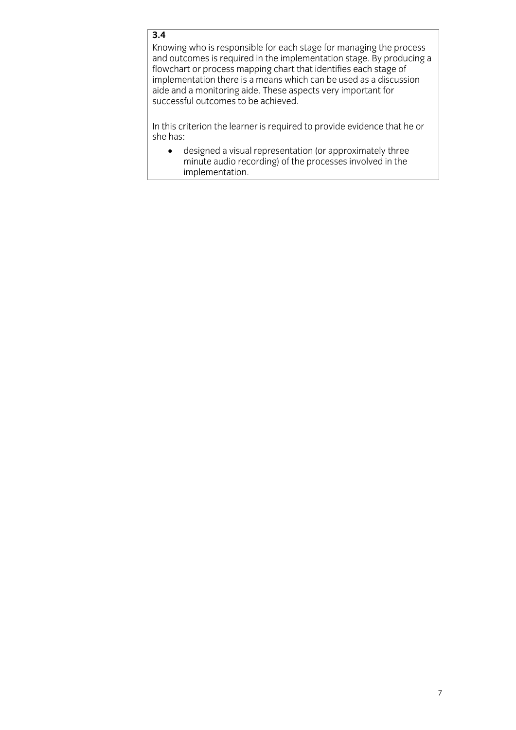**3.4**

Knowing who is responsible for each stage for managing the process and outcomes is required in the implementation stage. By producing a flowchart or process mapping chart that identifies each stage of implementation there is a means which can be used as a discussion aide and a monitoring aide. These aspects very important for successful outcomes to be achieved.

In this criterion the learner is required to provide evidence that he or she has:

- designed a visual representation (or approximately three minute audio recording) of the processes involved in the implementation.